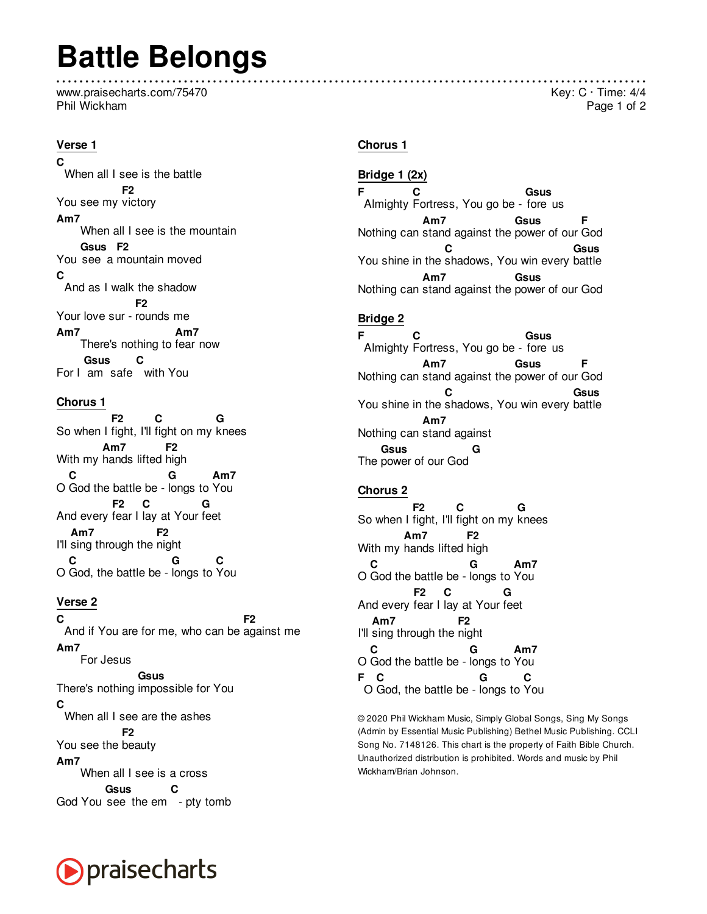# Battle Belongs

www.praisecharts.com/75470
Phil Wickham

Key: C · Time: 4/4

## Verse 1

```
C
  When all I see is the battle
                 F2
You see my victory
Am7
       When all I see is the mountain
       Gsus   F2
You  see  a mountain moved
C
  And as I walk the shadow
                     F2
Your love sur - rounds me
Am7                          Am7
       There's nothing to fear now
        Gsus        C
For I  am  safe    with You
```

## Chorus 1

```
                F2        C               G
So when I fight, I'll fight on my knees
             Am7          F2
With my hands lifted high
   C                            G          Am7
O God the battle be - longs to You
                F2     C             G
And every fear I lay at Your feet
    Am7               F2
I'll sing through the night
   C                             G          C
O God, the battle be - longs to You
```

## Verse 2

```
C                                                F2
  And if You are for me, who can be against me
Am7
       For Jesus
                       Gsus
There's nothing impossible for You
C
  When all I see are the ashes
                 F2
You see the beauty
Am7
       When all I see is a cross
              Gsus          C
God You  see  the em    - pty tomb
```

## Chorus 1

## Bridge 1 (2x)

```
F            C                              Gsus
  Almighty Fortress, You go be -  fore  us
                  Am7                 Gsus           F
Nothing can stand against the power of our God
                        C                             Gsus
You shine in the shadows, You win every battle
                  Am7                 Gsus
Nothing can stand against the power of our God
```

## Bridge 2

```
F            C                              Gsus
  Almighty Fortress, You go be -  fore  us
                  Am7                 Gsus           F
Nothing can stand against the power of our God
                        C                             Gsus
You shine in the shadows, You win every battle
                  Am7
Nothing can stand against
       Gsus                  G
The power of our God
```

## Chorus 2

```
                F2        C               G
So when I fight, I'll fight on my knees
             Am7          F2
With my hands lifted high
   C                            G          Am7
O God the battle be - longs to You
                F2     C             G
And every fear I lay at Your feet
    Am7               F2
I'll sing through the night
   C                            G          Am7
O God the battle be - longs to You
F   C                            G          C
  O God, the battle be - longs to You
```

© 2020 Phil Wickham Music, Simply Global Songs, Sing My Songs (Admin by Essential Music Publishing) Bethel Music Publishing. CCLI Song No. 7148126. This chart is the property of Faith Bible Church. Unauthorized distribution is prohibited. Words and music by Phil Wickham/Brian Johnson.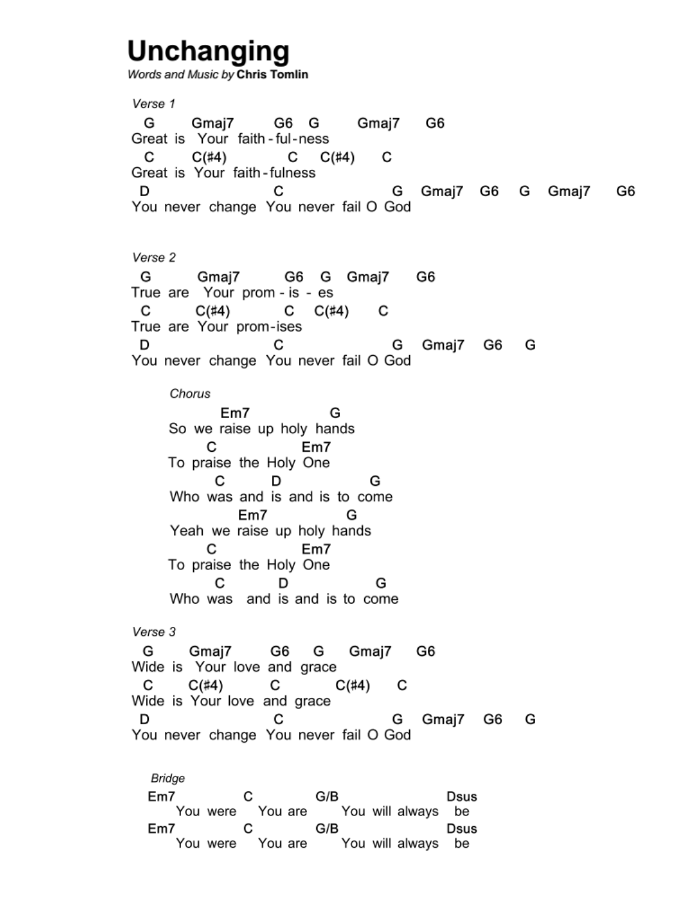# Unchanging

*Words and Music by* **Chris Tomlin**

*Verse 1*

```
  G       Gmaj7      G6   G       Gmaj7     G6
Great is  Your  faith-ful-ness
  C       C(#4)          C    C(#4)      C
Great is  Your  faith-fulness
 D                    C                   G    Gmaj7   G6    G    Gmaj7    G6
You never  change  You never  fail O God
```

*Verse 2*

```
 G         Gmaj7        G6   G   Gmaj7     G6
True  are   Your  prom - is  -  es
 C         C(#4)          C    C(#4)      C
True  are  Your  prom-ises
 D                    C                   G    Gmaj7   G6    G
You never  change  You never  fail O God
```

*Chorus*

```
          Em7              G
So  we  raise  up  holy  hands
       C              Em7
To  praise  the  Holy  One
       C        D              G
 Who  was  and  is  and  is  to  come
              Em7               G
 Yeah  we  raise  up  holy  hands
       C              Em7
To  praise  the  Holy  One
       C          D                G
 Who  was   and  is  and  is  to  come
```

*Verse 3*

```
 G       Gmaj7      G6     G      Gmaj7     G6
Wide  is   Your  love  and  grace
 C       C(#4)        C            C(#4)      C
Wide  is  Your  love  and  grace
 D                    C                   G    Gmaj7   G6    G
You never  change  You never  fail O God
```

*Bridge*

```
Em7            C            G/B                  Dsus
     You  were     You  are      You  will  always    be
Em7            C            G/B                  Dsus
     You  were     You  are      You  will  always    be
```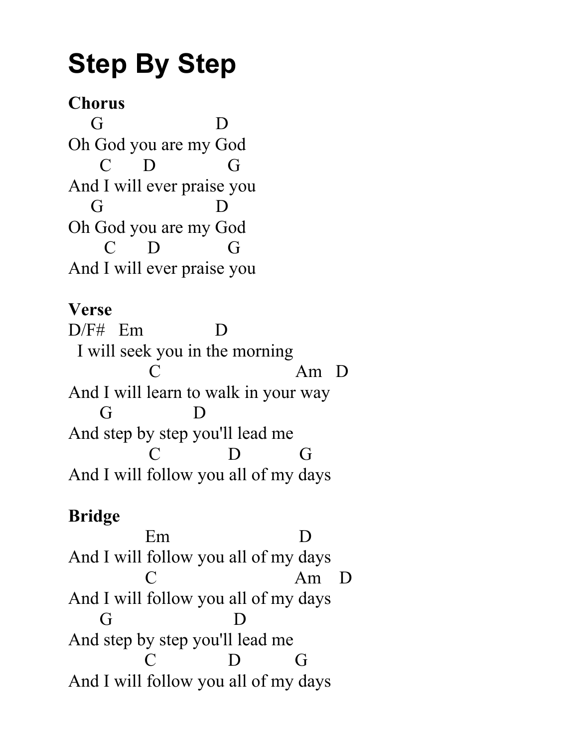# Step By Step

**Chorus**

```
    G                  D
Oh God you are my God
      C      D             G
And I will ever praise you
    G                  D
Oh God you are my God
       C      D            G
And I will ever praise you
```

**Verse**

```
D/F#   Em              D
  I will seek you in the morning
               C                         Am   D
And I will learn to walk in your way
      G              D
And step by step you'll lead me
               C             D           G
And I will follow you all of my days
```

**Bridge**

```
              Em                         D
And I will follow you all of my days
              C                          Am    D
And I will follow you all of my days
      G                      D
And step by step you'll lead me
              C              D          G
And I will follow you all of my days
```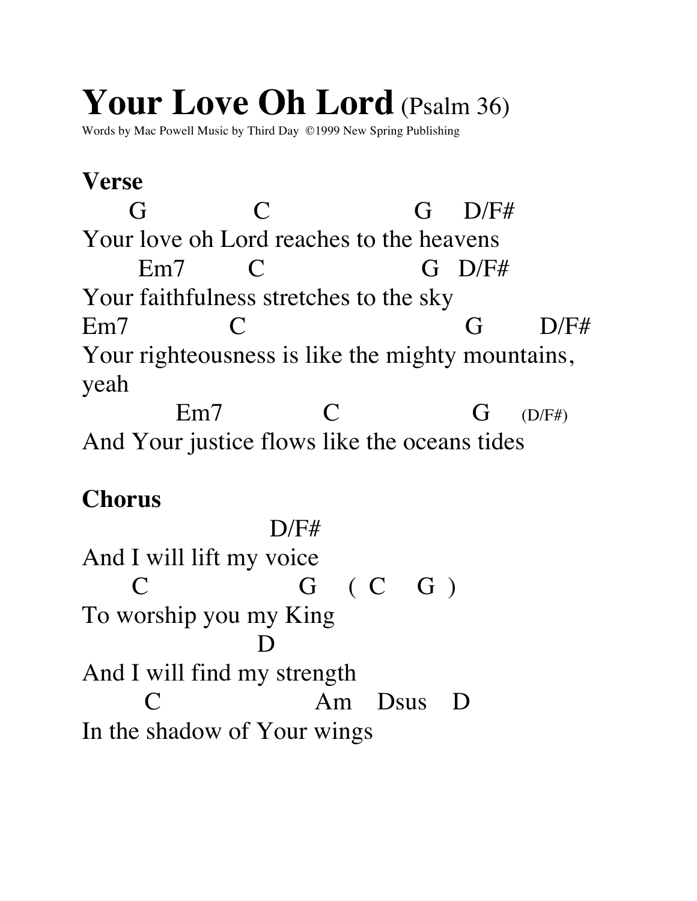# Your Love Oh Lord (Psalm 36)

Words by Mac Powell Music by Third Day ©1999 New Spring Publishing

## Verse

```
      G              C                    G     D/F#
Your love oh Lord reaches to the heavens
       Em7        C                    G   D/F#
Your faithfulness stretches to the sky
Em7            C                          G        D/F#
Your righteousness is like the mighty mountains, yeah
            Em7            C                 G    (D/F#)
And Your justice flows like the oceans tides
```

## Chorus

```
                      D/F#
And I will lift my voice
      C                 G    ( C    G )
To worship you my King
                     D
And I will find my strength
        C                   Am    Dsus    D
In the shadow of Your wings
```